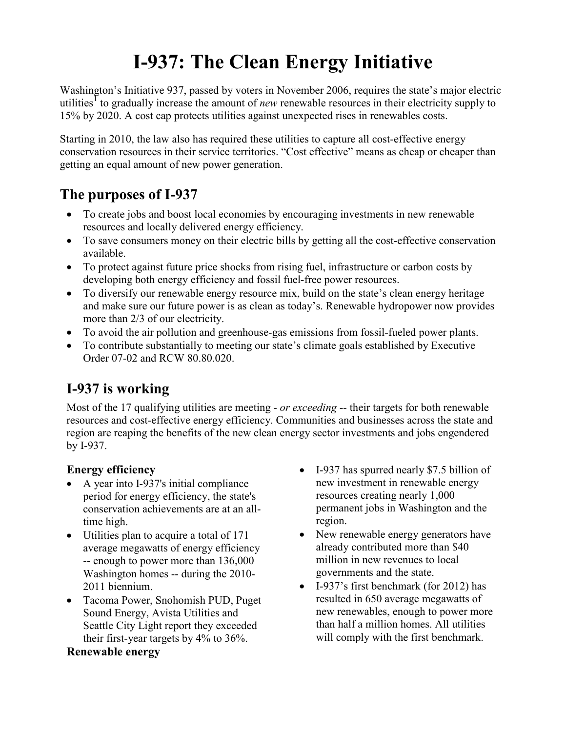# I-937: The Clean Energy Initiative

Washington's Initiative 937, passed by voters in November 2006, requires the state's major electric utilities[1] to gradually increase the amount of *new* renewable resources in their electricity supply to 15% by 2020. A cost cap protects utilities against unexpected rises in renewables costs.

Starting in 2010, the law also has required these utilities to capture all cost-effective energy conservation resources in their service territories. "Cost effective" means as cheap or cheaper than getting an equal amount of new power generation.

## The purposes of I-937

- To create jobs and boost local economies by encouraging investments in new renewable resources and locally delivered energy efficiency.
- To save consumers money on their electric bills by getting all the cost-effective conservation available.
- To protect against future price shocks from rising fuel, infrastructure or carbon costs by developing both energy efficiency and fossil fuel-free power resources.
- To diversify our renewable energy resource mix, build on the state's clean energy heritage and make sure our future power is as clean as today's. Renewable hydropower now provides more than 2/3 of our electricity.
- To avoid the air pollution and greenhouse-gas emissions from fossil-fueled power plants.
- To contribute substantially to meeting our state's climate goals established by Executive Order 07-02 and RCW 80.80.020.

## I-937 is working

Most of the 17 qualifying utilities are meeting - *or exceeding* -- their targets for both renewable resources and cost-effective energy efficiency. Communities and businesses across the state and region are reaping the benefits of the new clean energy sector investments and jobs engendered by I-937.

### Energy efficiency

- A year into I-937's initial compliance period for energy efficiency, the state's conservation achievements are at an all-time high.
- Utilities plan to acquire a total of 171 average megawatts of energy efficiency -- enough to power more than 136,000 Washington homes -- during the 2010-2011 biennium.
- Tacoma Power, Snohomish PUD, Puget Sound Energy, Avista Utilities and Seattle City Light report they exceeded their first-year targets by 4% to 36%.

### Renewable energy

- I-937 has spurred nearly $7.5 billion of new investment in renewable energy resources creating nearly 1,000 permanent jobs in Washington and the region.
- New renewable energy generators have already contributed more than $40 million in new revenues to local governments and the state.
- I-937's first benchmark (for 2012) has resulted in 650 average megawatts of new renewables, enough to power more than half a million homes. All utilities will comply with the first benchmark.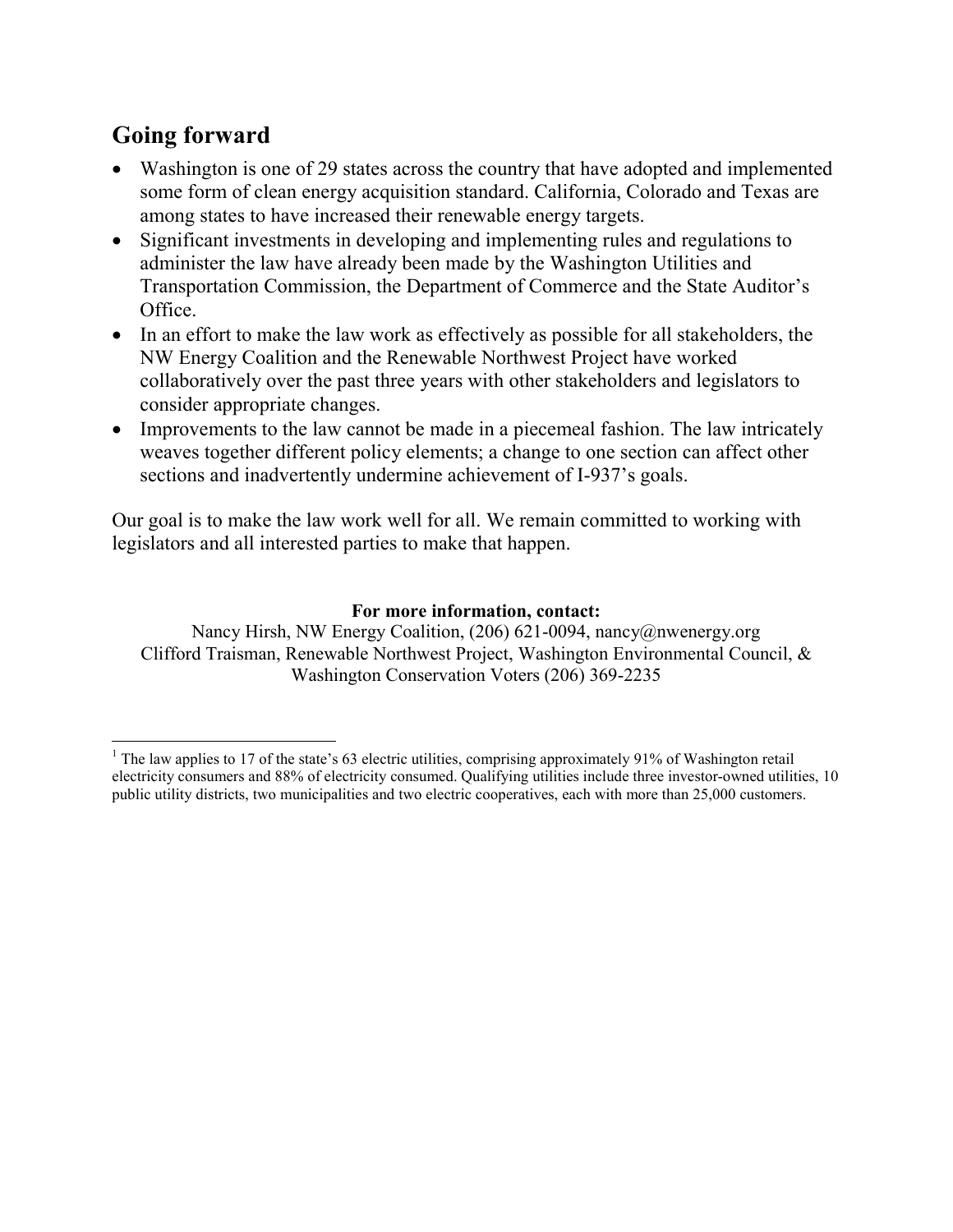## Going forward

- Washington is one of 29 states across the country that have adopted and implemented some form of clean energy acquisition standard. California, Colorado and Texas are among states to have increased their renewable energy targets.
- Significant investments in developing and implementing rules and regulations to administer the law have already been made by the Washington Utilities and Transportation Commission, the Department of Commerce and the State Auditor's Office.
- In an effort to make the law work as effectively as possible for all stakeholders, the NW Energy Coalition and the Renewable Northwest Project have worked collaboratively over the past three years with other stakeholders and legislators to consider appropriate changes.
- Improvements to the law cannot be made in a piecemeal fashion. The law intricately weaves together different policy elements; a change to one section can affect other sections and inadvertently undermine achievement of I-937's goals.

Our goal is to make the law work well for all. We remain committed to working with legislators and all interested parties to make that happen.

**For more information, contact:**

Nancy Hirsh, NW Energy Coalition, (206) 621-0094, nancy@nwenergy.org
Clifford Traisman, Renewable Northwest Project, Washington Environmental Council, & Washington Conservation Voters (206) 369-2235

---

[1] The law applies to 17 of the state's 63 electric utilities, comprising approximately 91% of Washington retail electricity consumers and 88% of electricity consumed. Qualifying utilities include three investor-owned utilities, 10 public utility districts, two municipalities and two electric cooperatives, each with more than 25,000 customers.